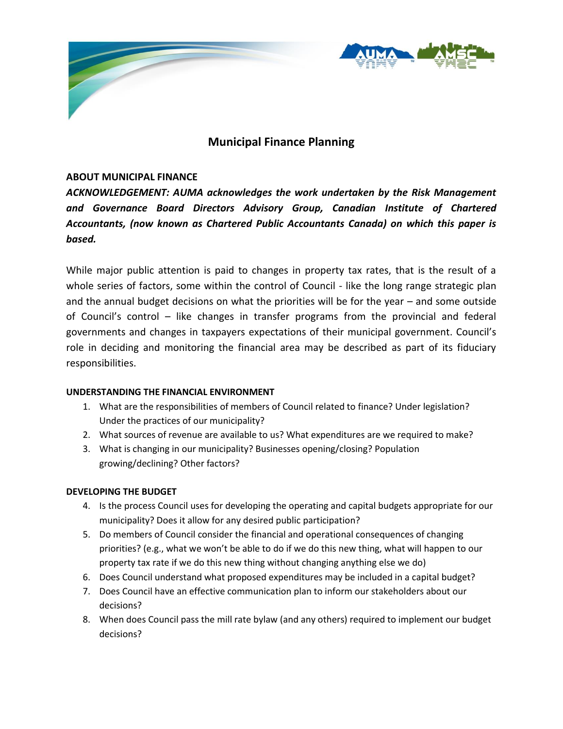# Municipal Finance Planning

## ABOUT MUNICIPAL FINANCE

***ACKNOWLEDGEMENT: AUMA acknowledges the work undertaken by the Risk Management and Governance Board Directors Advisory Group, Canadian Institute of Chartered Accountants, (now known as Chartered Public Accountants Canada) on which this paper is based.***

While major public attention is paid to changes in property tax rates, that is the result of a whole series of factors, some within the control of Council - like the long range strategic plan and the annual budget decisions on what the priorities will be for the year – and some outside of Council's control – like changes in transfer programs from the provincial and federal governments and changes in taxpayers expectations of their municipal government. Council's role in deciding and monitoring the financial area may be described as part of its fiduciary responsibilities.

### UNDERSTANDING THE FINANCIAL ENVIRONMENT

1. What are the responsibilities of members of Council related to finance? Under legislation? Under the practices of our municipality?
2. What sources of revenue are available to us? What expenditures are we required to make?
3. What is changing in our municipality? Businesses opening/closing? Population growing/declining? Other factors?

### DEVELOPING THE BUDGET

4. Is the process Council uses for developing the operating and capital budgets appropriate for our municipality? Does it allow for any desired public participation?
5. Do members of Council consider the financial and operational consequences of changing priorities? (e.g., what we won't be able to do if we do this new thing, what will happen to our property tax rate if we do this new thing without changing anything else we do)
6. Does Council understand what proposed expenditures may be included in a capital budget?
7. Does Council have an effective communication plan to inform our stakeholders about our decisions?
8. When does Council pass the mill rate bylaw (and any others) required to implement our budget decisions?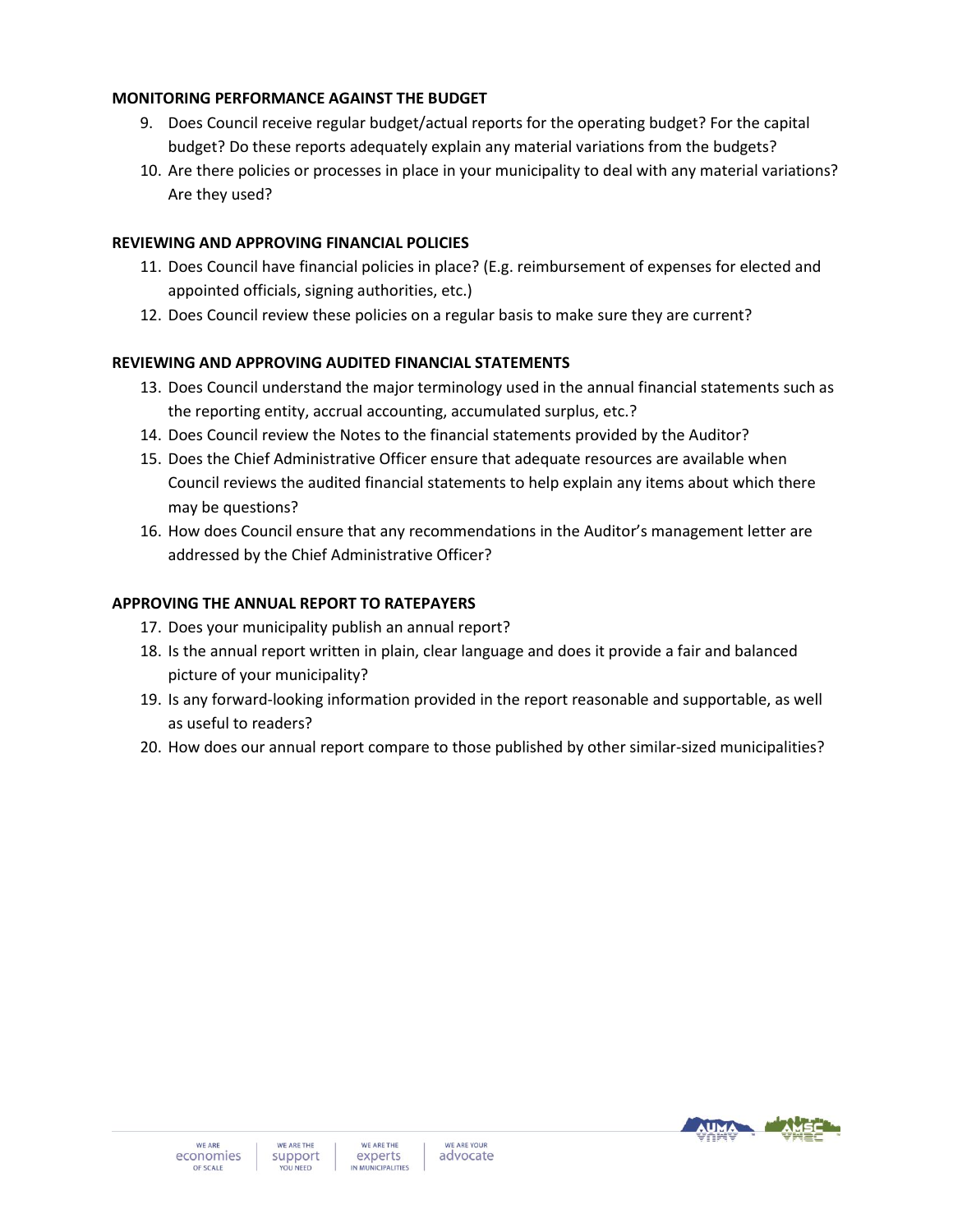## MONITORING PERFORMANCE AGAINST THE BUDGET

9. Does Council receive regular budget/actual reports for the operating budget? For the capital budget? Do these reports adequately explain any material variations from the budgets?
10. Are there policies or processes in place in your municipality to deal with any material variations? Are they used?

## REVIEWING AND APPROVING FINANCIAL POLICIES

11. Does Council have financial policies in place? (E.g. reimbursement of expenses for elected and appointed officials, signing authorities, etc.)
12. Does Council review these policies on a regular basis to make sure they are current?

## REVIEWING AND APPROVING AUDITED FINANCIAL STATEMENTS

13. Does Council understand the major terminology used in the annual financial statements such as the reporting entity, accrual accounting, accumulated surplus, etc.?
14. Does Council review the Notes to the financial statements provided by the Auditor?
15. Does the Chief Administrative Officer ensure that adequate resources are available when Council reviews the audited financial statements to help explain any items about which there may be questions?
16. How does Council ensure that any recommendations in the Auditor's management letter are addressed by the Chief Administrative Officer?

## APPROVING THE ANNUAL REPORT TO RATEPAYERS

17. Does your municipality publish an annual report?
18. Is the annual report written in plain, clear language and does it provide a fair and balanced picture of your municipality?
19. Is any forward-looking information provided in the report reasonable and supportable, as well as useful to readers?
20. How does our annual report compare to those published by other similar-sized municipalities?